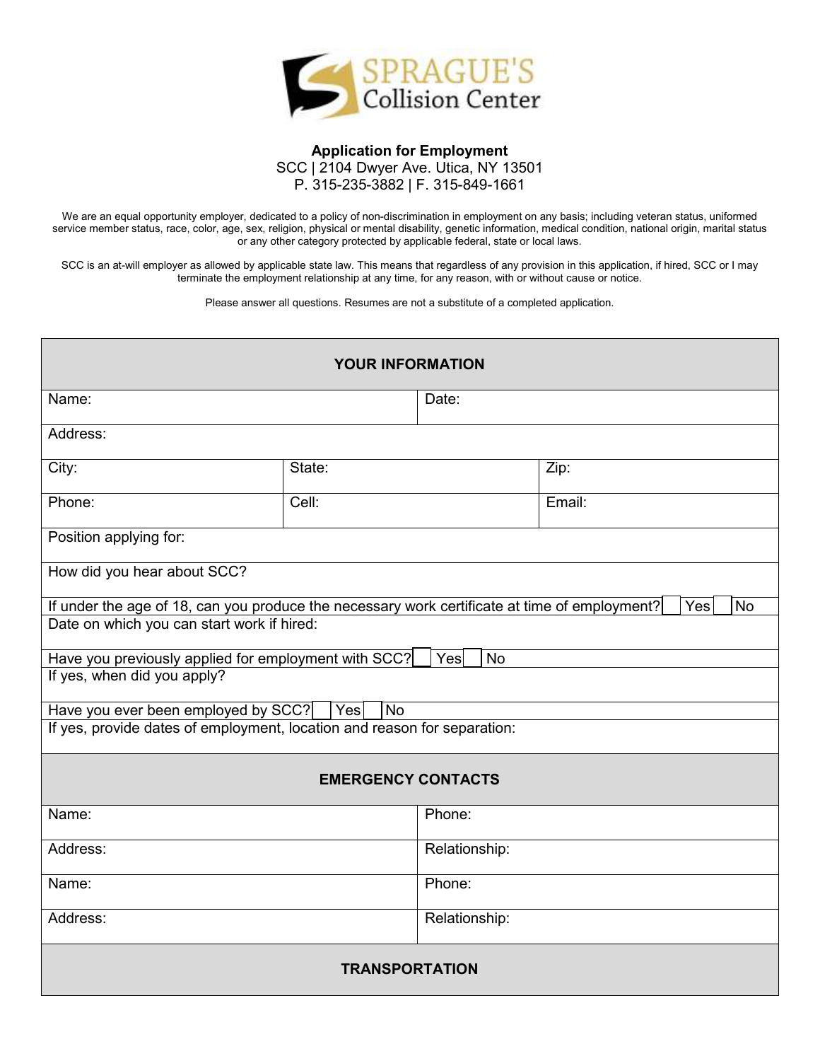SPRAGUE'S Collision Center

**Application for Employment**
SCC | 2104 Dwyer Ave. Utica, NY 13501
P. 315-235-3882 | F. 315-849-1661

We are an equal opportunity employer, dedicated to a policy of non-discrimination in employment on any basis; including veteran status, uniformed service member status, race, color, age, sex, religion, physical or mental disability, genetic information, medical condition, national origin, marital status or any other category protected by applicable federal, state or local laws.

SCC is an at-will employer as allowed by applicable state law. This means that regardless of any provision in this application, if hired, SCC or I may terminate the employment relationship at any time, for any reason, with or without cause or notice.

Please answer all questions. Resumes are not a substitute of a completed application.

| **YOUR INFORMATION** | | |
|---|---|---|
| Name: | Date: | |
| Address: | | |
| City: | State: | Zip: |
| Phone: | Cell: | Email: |
| Position applying for: | | |
| How did you hear about SCC? | | |
| If under the age of 18, can you produce the necessary work certificate at time of employment? ☐ Yes ☐ No | | |
| Date on which you can start work if hired: | | |
| Have you previously applied for employment with SCC? ☐ Yes ☐ No | | |
| If yes, when did you apply? | | |
| Have you ever been employed by SCC? ☐ Yes ☐ No | | |
| If yes, provide dates of employment, location and reason for separation: | | |

| **EMERGENCY CONTACTS** | |
|---|---|
| Name: | Phone: |
| Address: | Relationship: |
| Name: | Phone: |
| Address: | Relationship: |

| **TRANSPORTATION** |
|---|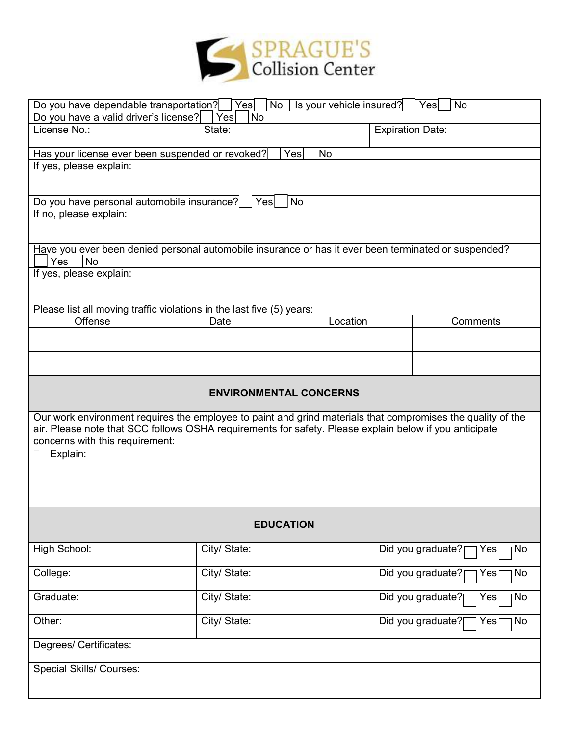Do you have dependable transportation? ☐ Yes ☐ No | Is your vehicle insured? ☐ Yes ☐ No

Do you have a valid driver's license? ☐ Yes ☐ No

| License No.: | State: | Expiration Date: |
|---|---|---|

Has your license ever been suspended or revoked? ☐ Yes ☐ No

If yes, please explain:

Do you have personal automobile insurance? ☐ Yes ☐ No

If no, please explain:

Have you ever been denied personal automobile insurance or has it ever been terminated or suspended?
☐ Yes ☐ No

If yes, please explain:

Please list all moving traffic violations in the last five (5) years:

| Offense | Date | Location | Comments |
|---|---|---|---|
| | | | |
| | | | |

## ENVIRONMENTAL CONCERNS

Our work environment requires the employee to paint and grind materials that compromises the quality of the air. Please note that SCC follows OSHA requirements for safety. Please explain below if you anticipate concerns with this requirement:

☐ Explain:

## EDUCATION

| | | |
|---|---|---|
| High School: | City/ State: | Did you graduate? ☐ Yes ☐ No |
| College: | City/ State: | Did you graduate? ☐ Yes ☐ No |
| Graduate: | City/ State: | Did you graduate? ☐ Yes ☐ No |
| Other: | City/ State: | Did you graduate? ☐ Yes ☐ No |

Degrees/ Certificates:

Special Skills/ Courses: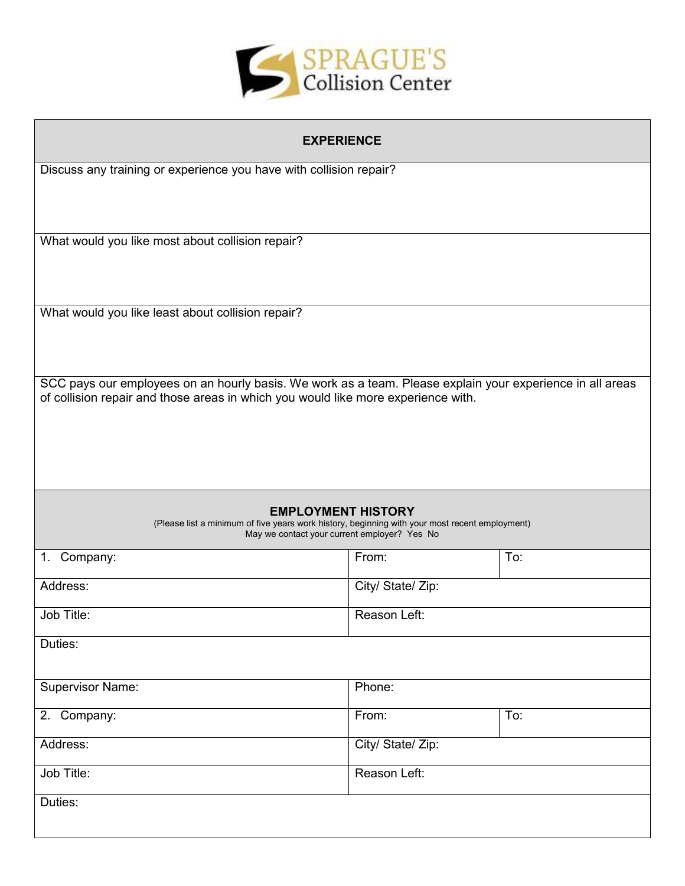SPRAGUE'S
Collision Center

## EXPERIENCE

Discuss any training or experience you have with collision repair?

What would you like most about collision repair?

What would you like least about collision repair?

SCC pays our employees on an hourly basis. We work as a team. Please explain your experience in all areas of collision repair and those areas in which you would like more experience with.

## EMPLOYMENT HISTORY

(Please list a minimum of five years work history, beginning with your most recent employment)

May we contact your current employer? Yes No

| 1. Company: | From: | To: |
|---|---|---|
| Address: | City/ State/ Zip: | |
| Job Title: | Reason Left: | |
| Duties: | | |
| Supervisor Name: | Phone: | |
| 2. Company: | From: | To: |
| Address: | City/ State/ Zip: | |
| Job Title: | Reason Left: | |
| Duties: | | |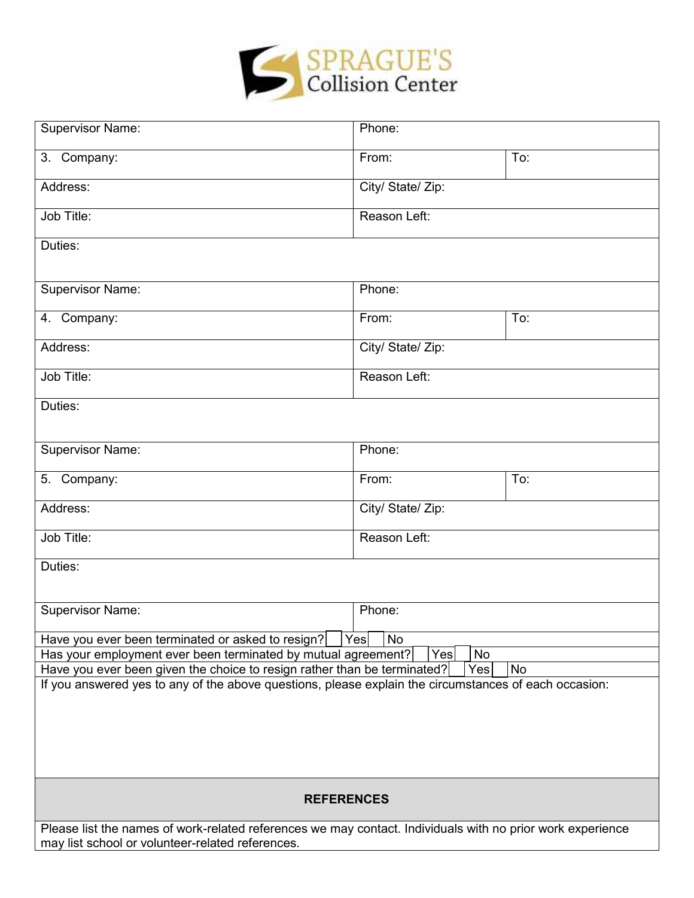| Supervisor Name: | Phone: | |
|---|---|---|
| 3. Company: | From: | To: |
| Address: | City/ State/ Zip: | |
| Job Title: | Reason Left: | |
| Duties: | | |
| Supervisor Name: | Phone: | |
| 4. Company: | From: | To: |
| Address: | City/ State/ Zip: | |
| Job Title: | Reason Left: | |
| Duties: | | |
| Supervisor Name: | Phone: | |
| 5. Company: | From: | To: |
| Address: | City/ State/ Zip: | |
| Job Title: | Reason Left: | |
| Duties: | | |
| Supervisor Name: | Phone: | |

Have you ever been terminated or asked to resign? ☐ Yes ☐ No

Has your employment ever been terminated by mutual agreement? ☐ Yes ☐ No

Have you ever been given the choice to resign rather than be terminated? ☐ Yes ☐ No

If you answered yes to any of the above questions, please explain the circumstances of each occasion:

## REFERENCES

Please list the names of work-related references we may contact. Individuals with no prior work experience may list school or volunteer-related references.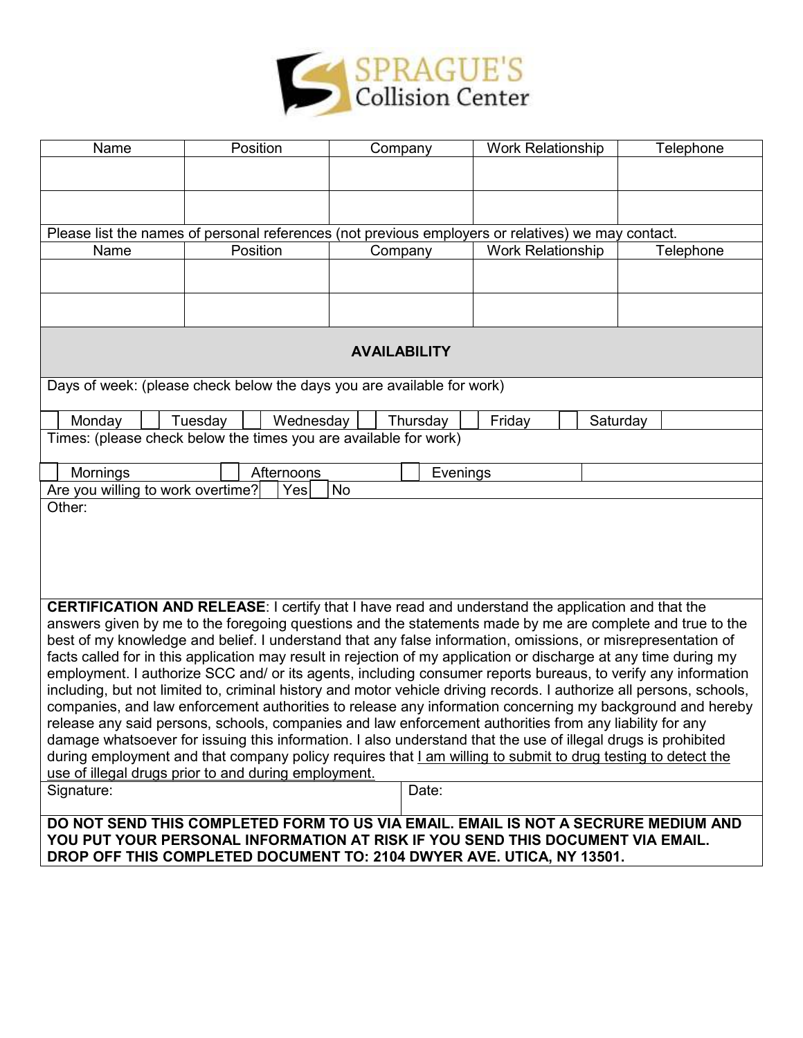**SPRAGUE'S Collision Center**

| Name | Position | Company | Work Relationship | Telephone |
|---|---|---|---|---|
| | | | | |
| | | | | |

Please list the names of personal references (not previous employers or relatives) we may contact.

| Name | Position | Company | Work Relationship | Telephone |
|---|---|---|---|---|
| | | | | |
| | | | | |

## AVAILABILITY

Days of week: (please check below the days you are available for work)

☐ Monday ☐ Tuesday ☐ Wednesday ☐ Thursday ☐ Friday ☐ Saturday

Times: (please check below the times you are available for work)

☐ Mornings ☐ Afternoons ☐ Evenings

Are you willing to work overtime? ☐ Yes ☐ No

Other:

**CERTIFICATION AND RELEASE**: I certify that I have read and understand the application and that the answers given by me to the foregoing questions and the statements made by me are complete and true to the best of my knowledge and belief. I understand that any false information, omissions, or misrepresentation of facts called for in this application may result in rejection of my application or discharge at any time during my employment. I authorize SCC and/ or its agents, including consumer reports bureaus, to verify any information including, but not limited to, criminal history and motor vehicle driving records. I authorize all persons, schools, companies, and law enforcement authorities to release any information concerning my background and hereby release any said persons, schools, companies and law enforcement authorities from any liability for any damage whatsoever for issuing this information. I also understand that the use of illegal drugs is prohibited during employment and that company policy requires that I am willing to submit to drug testing to detect the use of illegal drugs prior to and during employment.

| Signature: | Date: |
|---|---|

**DO NOT SEND THIS COMPLETED FORM TO US VIA EMAIL. EMAIL IS NOT A SECRURE MEDIUM AND YOU PUT YOUR PERSONAL INFORMATION AT RISK IF YOU SEND THIS DOCUMENT VIA EMAIL. DROP OFF THIS COMPLETED DOCUMENT TO: 2104 DWYER AVE. UTICA, NY 13501.**